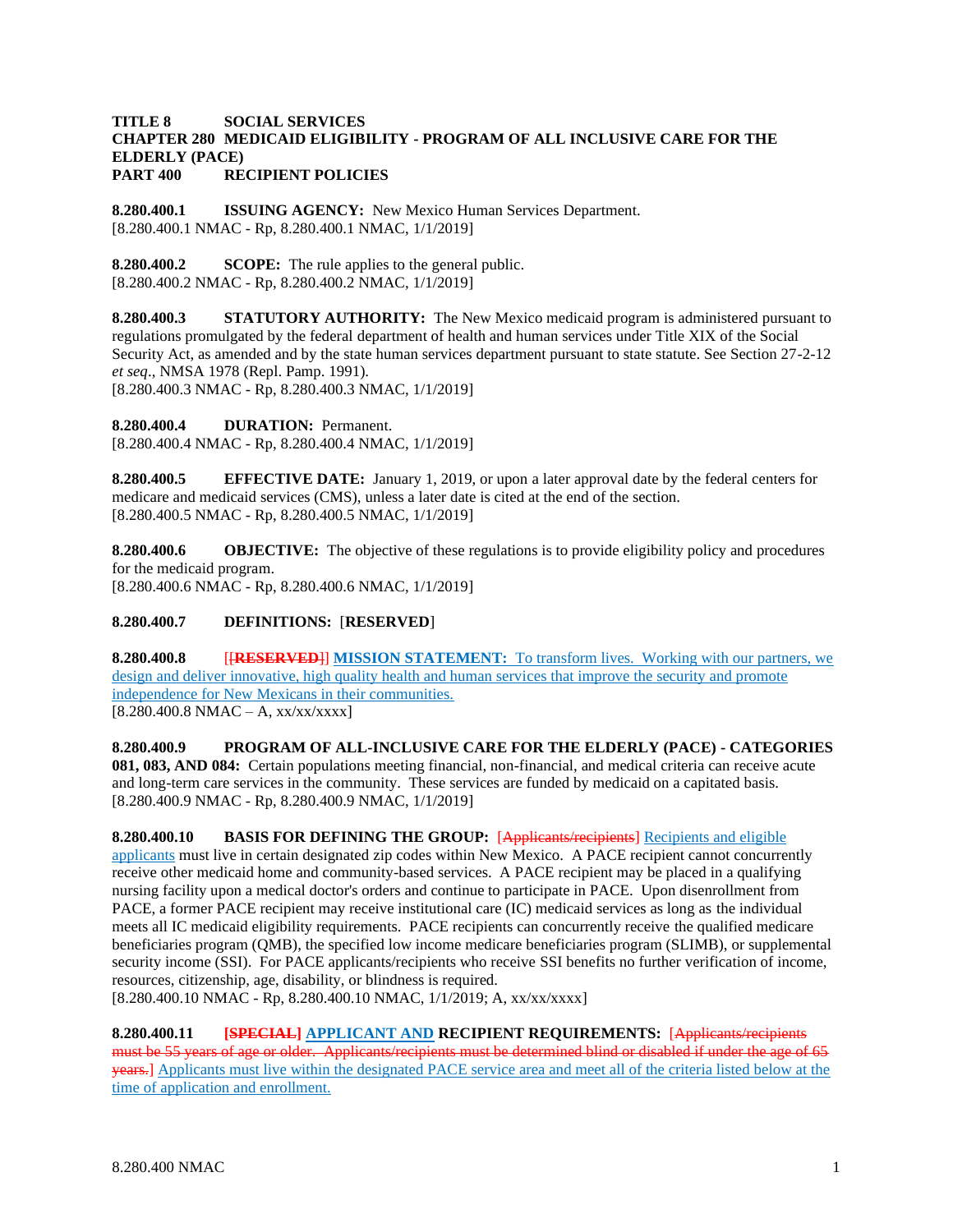**TITLE 8 SOCIAL SERVICES**
**CHAPTER 280 MEDICAID ELIGIBILITY - PROGRAM OF ALL INCLUSIVE CARE FOR THE ELDERLY (PACE)**
**PART 400 RECIPIENT POLICIES**

**8.280.400.1 ISSUING AGENCY:** New Mexico Human Services Department.
[8.280.400.1 NMAC - Rp, 8.280.400.1 NMAC, 1/1/2019]

**8.280.400.2 SCOPE:** The rule applies to the general public.
[8.280.400.2 NMAC - Rp, 8.280.400.2 NMAC, 1/1/2019]

**8.280.400.3 STATUTORY AUTHORITY:** The New Mexico medicaid program is administered pursuant to regulations promulgated by the federal department of health and human services under Title XIX of the Social Security Act, as amended and by the state human services department pursuant to state statute. See Section 27-2-12 *et seq*., NMSA 1978 (Repl. Pamp. 1991).
[8.280.400.3 NMAC - Rp, 8.280.400.3 NMAC, 1/1/2019]

**8.280.400.4 DURATION:** Permanent.
[8.280.400.4 NMAC - Rp, 8.280.400.4 NMAC, 1/1/2019]

**8.280.400.5 EFFECTIVE DATE:** January 1, 2019, or upon a later approval date by the federal centers for medicare and medicaid services (CMS), unless a later date is cited at the end of the section.
[8.280.400.5 NMAC - Rp, 8.280.400.5 NMAC, 1/1/2019]

**8.280.400.6 OBJECTIVE:** The objective of these regulations is to provide eligibility policy and procedures for the medicaid program.
[8.280.400.6 NMAC - Rp, 8.280.400.6 NMAC, 1/1/2019]

**8.280.400.7 DEFINITIONS:** [**RESERVED**]

**8.280.400.8** [~~[**RESERVED**]~~] **MISSION STATEMENT:** To transform lives. Working with our partners, we design and deliver innovative, high quality health and human services that improve the security and promote independence for New Mexicans in their communities.
[8.280.400.8 NMAC – A, xx/xx/xxxx]

**8.280.400.9 PROGRAM OF ALL-INCLUSIVE CARE FOR THE ELDERLY (PACE) - CATEGORIES 081, 083, AND 084:** Certain populations meeting financial, non-financial, and medical criteria can receive acute and long-term care services in the community. These services are funded by medicaid on a capitated basis.
[8.280.400.9 NMAC - Rp, 8.280.400.9 NMAC, 1/1/2019]

**8.280.400.10 BASIS FOR DEFINING THE GROUP:** [~~Applicants/recipients~~] Recipients and eligible applicants must live in certain designated zip codes within New Mexico. A PACE recipient cannot concurrently receive other medicaid home and community-based services. A PACE recipient may be placed in a qualifying nursing facility upon a medical doctor's orders and continue to participate in PACE. Upon disenrollment from PACE, a former PACE recipient may receive institutional care (IC) medicaid services as long as the individual meets all IC medicaid eligibility requirements. PACE recipients can concurrently receive the qualified medicare beneficiaries program (QMB), the specified low income medicare beneficiaries program (SLIMB), or supplemental security income (SSI). For PACE applicants/recipients who receive SSI benefits no further verification of income, resources, citizenship, age, disability, or blindness is required.
[8.280.400.10 NMAC - Rp, 8.280.400.10 NMAC, 1/1/2019; A, xx/xx/xxxx]

**8.280.400.11** **[~~SPECIAL~~] APPLICANT AND RECIPIENT REQUIREMENTS:** [~~Applicants/recipients must be 55 years of age or older. Applicants/recipients must be determined blind or disabled if under the age of 65 years.~~] Applicants must live within the designated PACE service area and meet all of the criteria listed below at the time of application and enrollment.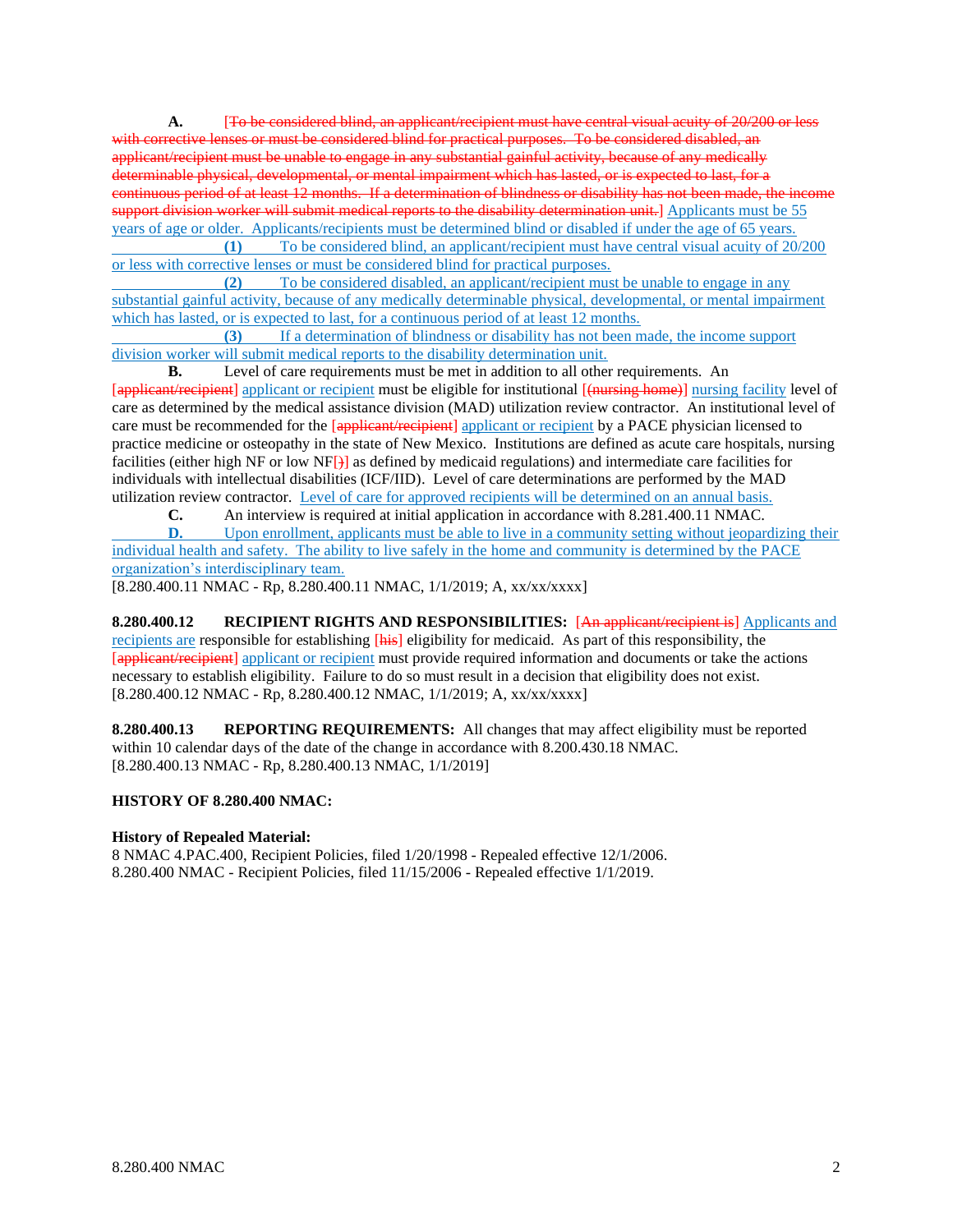**A.** [To be considered blind, an applicant/recipient must have central visual acuity of 20/200 or less with corrective lenses or must be considered blind for practical purposes. To be considered disabled, an applicant/recipient must be unable to engage in any substantial gainful activity, because of any medically determinable physical, developmental, or mental impairment which has lasted, or is expected to last, for a continuous period of at least 12 months. If a determination of blindness or disability has not been made, the income support division worker will submit medical reports to the disability determination unit.] Applicants must be 55 years of age or older. Applicants/recipients must be determined blind or disabled if under the age of 65 years.

**(1)** To be considered blind, an applicant/recipient must have central visual acuity of 20/200 or less with corrective lenses or must be considered blind for practical purposes.

**(2)** To be considered disabled, an applicant/recipient must be unable to engage in any substantial gainful activity, because of any medically determinable physical, developmental, or mental impairment which has lasted, or is expected to last, for a continuous period of at least 12 months.

**(3)** If a determination of blindness or disability has not been made, the income support division worker will submit medical reports to the disability determination unit.

**B.** Level of care requirements must be met in addition to all other requirements. An [applicant/recipient] applicant or recipient must be eligible for institutional [(nursing home)] nursing facility level of care as determined by the medical assistance division (MAD) utilization review contractor. An institutional level of care must be recommended for the [applicant/recipient] applicant or recipient by a PACE physician licensed to practice medicine or osteopathy in the state of New Mexico. Institutions are defined as acute care hospitals, nursing facilities (either high NF or low NF[)] as defined by medicaid regulations) and intermediate care facilities for individuals with intellectual disabilities (ICF/IID). Level of care determinations are performed by the MAD utilization review contractor. Level of care for approved recipients will be determined on an annual basis.

**C.** An interview is required at initial application in accordance with 8.281.400.11 NMAC.

**D.** Upon enrollment, applicants must be able to live in a community setting without jeopardizing their individual health and safety. The ability to live safely in the home and community is determined by the PACE organization's interdisciplinary team.

[8.280.400.11 NMAC - Rp, 8.280.400.11 NMAC, 1/1/2019; A, xx/xx/xxxx]

**8.280.400.12 RECIPIENT RIGHTS AND RESPONSIBILITIES:** [An applicant/recipient is] Applicants and recipients are responsible for establishing [his] eligibility for medicaid. As part of this responsibility, the [applicant/recipient] applicant or recipient must provide required information and documents or take the actions necessary to establish eligibility. Failure to do so must result in a decision that eligibility does not exist.
[8.280.400.12 NMAC - Rp, 8.280.400.12 NMAC, 1/1/2019; A, xx/xx/xxxx]

**8.280.400.13 REPORTING REQUIREMENTS:** All changes that may affect eligibility must be reported within 10 calendar days of the date of the change in accordance with 8.200.430.18 NMAC.
[8.280.400.13 NMAC - Rp, 8.280.400.13 NMAC, 1/1/2019]

**HISTORY OF 8.280.400 NMAC:**

**History of Repealed Material:**
8 NMAC 4.PAC.400, Recipient Policies, filed 1/20/1998 - Repealed effective 12/1/2006.
8.280.400 NMAC - Recipient Policies, filed 11/15/2006 - Repealed effective 1/1/2019.